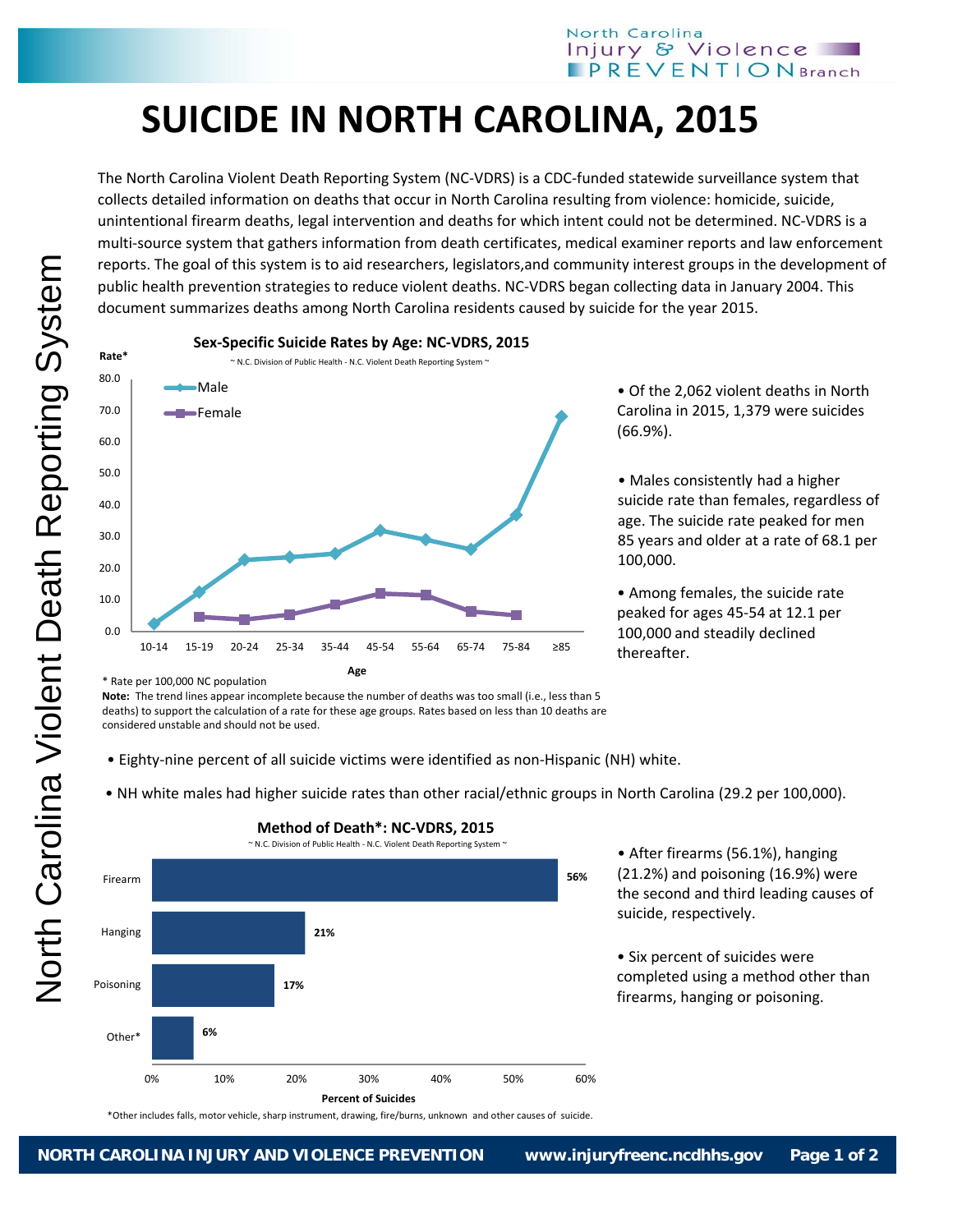# SUICIDE IN NORTH CAROLINA, 2015

The North Carolina Violent Death Reporting System (NC-VDRS) is a CDC-funded statewide surveillance system that collects detailed information on deaths that occur in North Carolina resulting from violence: homicide, suicide, unintentional firearm deaths, legal intervention and deaths for which intent could not be determined. NC-VDRS is a multi-source system that gathers information from death certificates, medical examiner reports and law enforcement reports. The goal of this system is to aid researchers, legislators,and community interest groups in the development of public health prevention strategies to reduce violent deaths. NC-VDRS began collecting data in January 2004. This document summarizes deaths among North Carolina residents caused by suicide for the year 2015.

**Sex-Specific Suicide Rates by Age: NC-VDRS, 2015**

~ N.C. Division of Public Health - N.C. Violent Death Reporting System ~

\* Rate per 100,000 NC population

**Note:** The trend lines appear incomplete because the number of deaths was too small (i.e., less than 5 deaths) to support the calculation of a rate for these age groups. Rates based on less than 10 deaths are considered unstable and should not be used.

- Of the 2,062 violent deaths in North Carolina in 2015, 1,379 were suicides (66.9%).
- Males consistently had a higher suicide rate than females, regardless of age. The suicide rate peaked for men 85 years and older at a rate of 68.1 per 100,000.
- Among females, the suicide rate peaked for ages 45-54 at 12.1 per 100,000 and steadily declined thereafter.

- Eighty-nine percent of all suicide victims were identified as non-Hispanic (NH) white.
- NH white males had higher suicide rates than other racial/ethnic groups in North Carolina (29.2 per 100,000).

**Method of Death\*: NC-VDRS, 2015**

~ N.C. Division of Public Health - N.C. Violent Death Reporting System ~

| Method | Percent of Suicides |
|---|---|
| Firearm | 56% |
| Hanging | 21% |
| Poisoning | 17% |
| Other* | 6% |

\*Other includes falls, motor vehicle, sharp instrument, drawing, fire/burns, unknown and other causes of suicide.

- After firearms (56.1%), hanging (21.2%) and poisoning (16.9%) were the second and third leading causes of suicide, respectively.
- Six percent of suicides were completed using a method other than firearms, hanging or poisoning.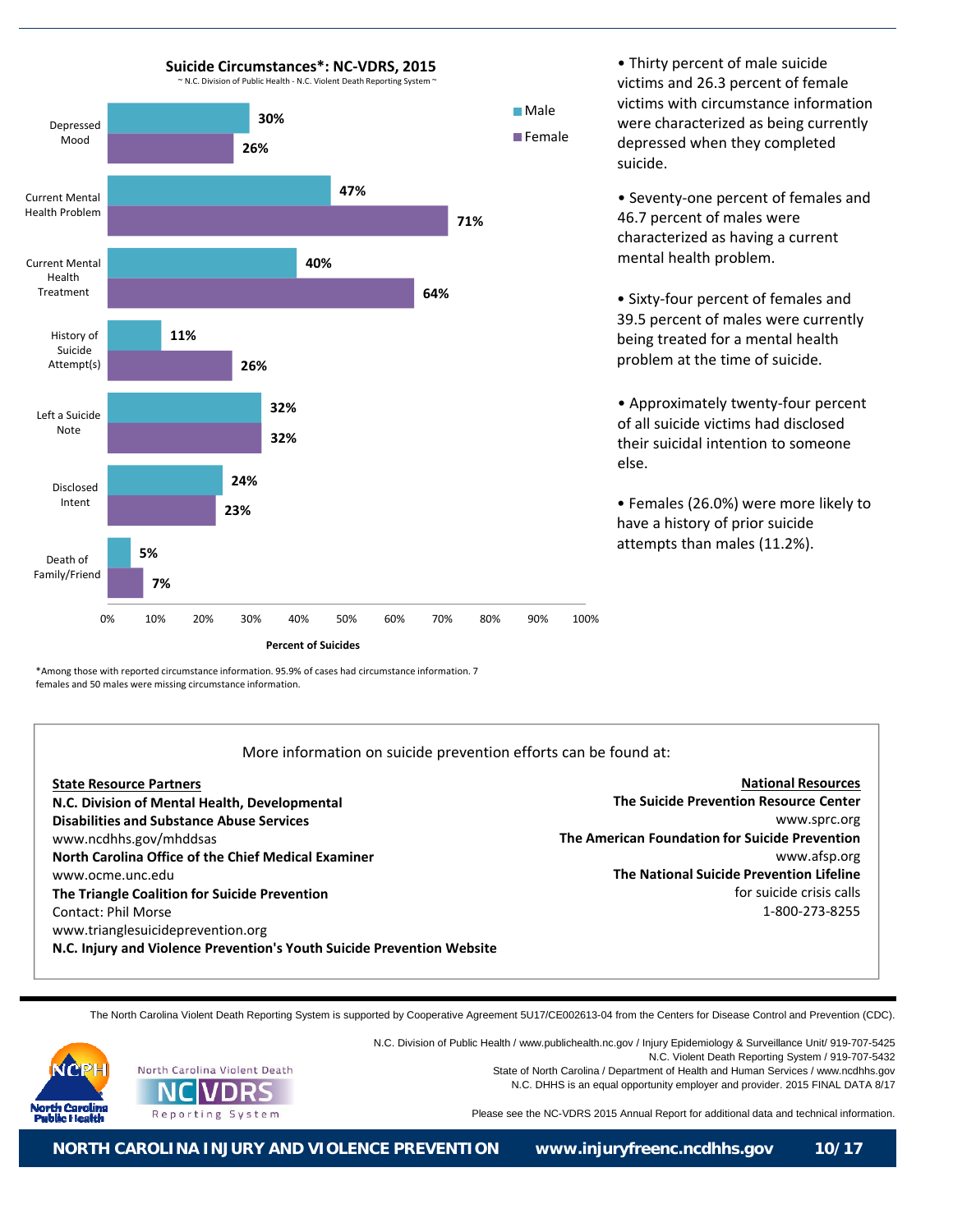**Suicide Circumstances*: NC-VDRS, 2015**

~ N.C. Division of Public Health - N.C. Violent Death Reporting System ~

Male
Female

Depressed Mood
30%
26%

Current Mental Health Problem
47%
71%

Current Mental Health Treatment
40%
64%

History of Suicide Attempt(s)
11%
26%

Left a Suicide Note
32%
32%

Disclosed Intent
24%
23%

Death of Family/Friend
5%
7%

0% 10% 20% 30% 40% 50% 60% 70% 80% 90% 100%

Percent of Suicides

*Among those with reported circumstance information. 95.9% of cases had circumstance information. 7 females and 50 males were missing circumstance information.

- Thirty percent of male suicide victims and 26.3 percent of female victims with circumstance information were characterized as being currently depressed when they completed suicide.
- Seventy-one percent of females and 46.7 percent of males were characterized as having a current mental health problem.
- Sixty-four percent of females and 39.5 percent of males were currently being treated for a mental health problem at the time of suicide.
- Approximately twenty-four percent of all suicide victims had disclosed their suicidal intention to someone else.
- Females (26.0%) were more likely to have a history of prior suicide attempts than males (11.2%).

More information on suicide prevention efforts can be found at:

**State Resource Partners**

**N.C. Division of Mental Health, Developmental Disabilities and Substance Abuse Services**
www.ncdhhs.gov/mhddsas

**North Carolina Office of the Chief Medical Examiner**
www.ocme.unc.edu

**The Triangle Coalition for Suicide Prevention**
Contact: Phil Morse
www.trianglesuicideprevention.org

**N.C. Injury and Violence Prevention's Youth Suicide Prevention Website**

**National Resources**

**The Suicide Prevention Resource Center**
www.sprc.org

**The American Foundation for Suicide Prevention**
www.afsp.org

**The National Suicide Prevention Lifeline**
for suicide crisis calls
1-800-273-8255

The North Carolina Violent Death Reporting System is supported by Cooperative Agreement 5U17/CE002613-04 from the Centers for Disease Control and Prevention (CDC).

N.C. Division of Public Health / www.publichealth.nc.gov / Injury Epidemiology & Surveillance Unit/ 919-707-5425
N.C. Violent Death Reporting System / 919-707-5432
State of North Carolina / Department of Health and Human Services / www.ncdhhs.gov
N.C. DHHS is an equal opportunity employer and provider. 2015 FINAL DATA 8/17

Please see the NC-VDRS 2015 Annual Report for additional data and technical information.

NORTH CAROLINA INJURY AND VIOLENCE PREVENTION www.injuryfreenc.ncdhhs.gov 10/17